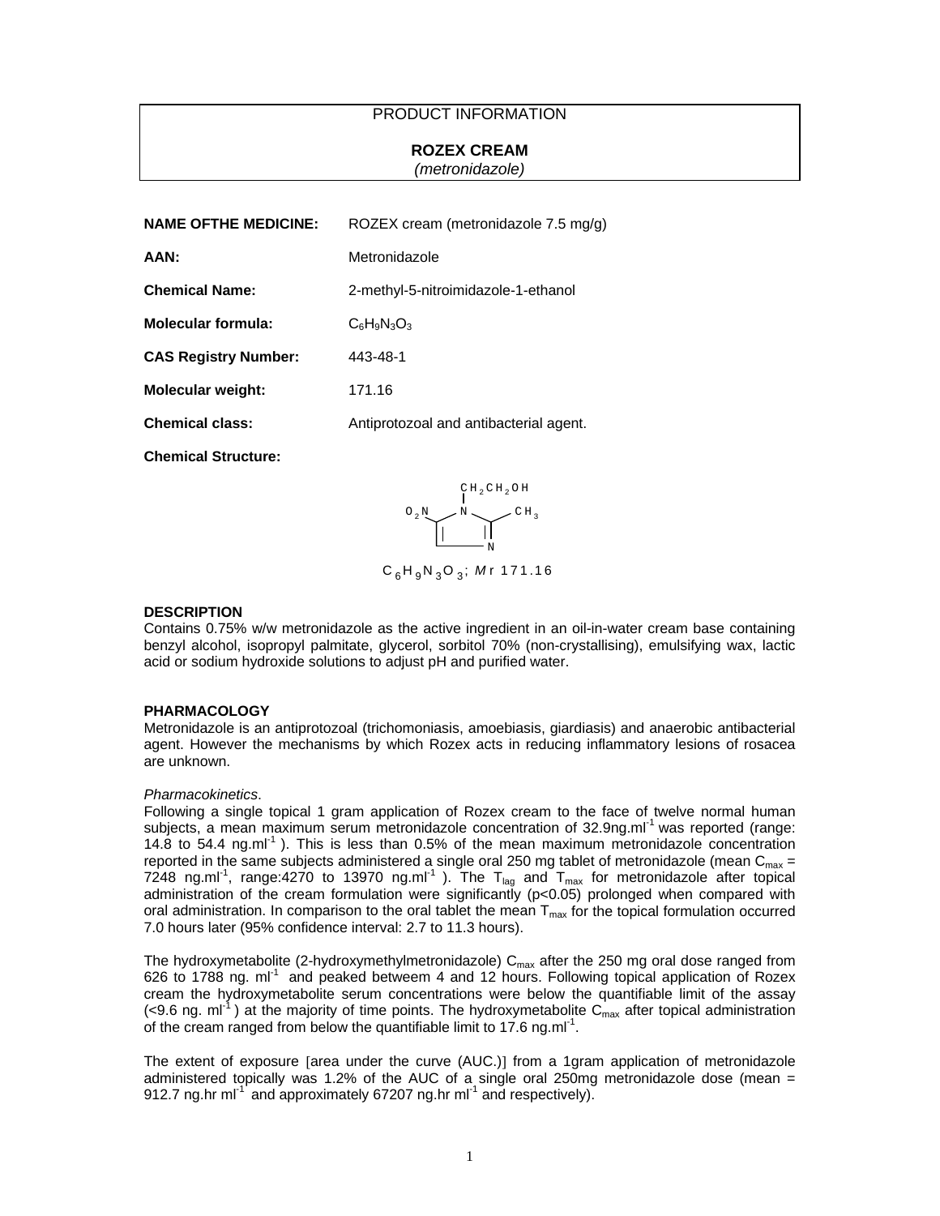PRODUCT INFORMATION

# ROZEX CREAM

*(metronidazole)*

**NAME OFTHE MEDICINE:** ROZEX cream (metronidazole 7.5 mg/g)

**AAN:** Metronidazole

**Chemical Name:** 2-methyl-5-nitroimidazole-1-ethanol

**Molecular formula:** $C_6H_9N_3O_3$

**CAS Registry Number:** 443-48-1

**Molecular weight:** 171.16

**Chemical class:** Antiprotozoal and antibacterial agent.

**Chemical Structure:**

$C_6H_9N_3O_3$; *M*r 171.16

## DESCRIPTION

Contains 0.75% w/w metronidazole as the active ingredient in an oil-in-water cream base containing benzyl alcohol, isopropyl palmitate, glycerol, sorbitol 70% (non-crystallising), emulsifying wax, lactic acid or sodium hydroxide solutions to adjust pH and purified water.

## PHARMACOLOGY

Metronidazole is an antiprotozoal (trichomoniasis, amoebiasis, giardiasis) and anaerobic antibacterial agent. However the mechanisms by which Rozex acts in reducing inflammatory lesions of rosacea are unknown.

*Pharmacokinetics*.

Following a single topical 1 gram application of Rozex cream to the face of twelve normal human subjects, a mean maximum serum metronidazole concentration of 32.9ng.ml$^{-1}$ was reported (range: 14.8 to 54.4 ng.ml$^{-1}$ ). This is less than 0.5% of the mean maximum metronidazole concentration reported in the same subjects administered a single oral 250 mg tablet of metronidazole (mean $C_{max}$ = 7248 ng.ml$^{-1}$, range:4270 to 13970 ng.ml$^{-1}$ ). The $T_{lag}$ and $T_{max}$ for metronidazole after topical administration of the cream formulation were significantly ($p<0.05$) prolonged when compared with oral administration. In comparison to the oral tablet the mean $T_{max}$ for the topical formulation occurred 7.0 hours later (95% confidence interval: 2.7 to 11.3 hours).

The hydroxymetabolite (2-hydroxymethylmetronidazole) $C_{max}$ after the 250 mg oral dose ranged from 626 to 1788 ng. ml$^{-1}$ and peaked betweem 4 and 12 hours. Following topical application of Rozex cream the hydroxymetabolite serum concentrations were below the quantifiable limit of the assay (<9.6 ng. ml$^{-1}$ ) at the majority of time points. The hydroxymetabolite $C_{max}$ after topical administration of the cream ranged from below the quantifiable limit to 17.6 ng.ml$^{-1}$.

The extent of exposure [area under the curve (AUC.)] from a 1gram application of metronidazole administered topically was 1.2% of the AUC of a single oral 250mg metronidazole dose (mean = 912.7 ng.hr ml$^{-1}$ and approximately 67207 ng.hr ml$^{-1}$ and respectively).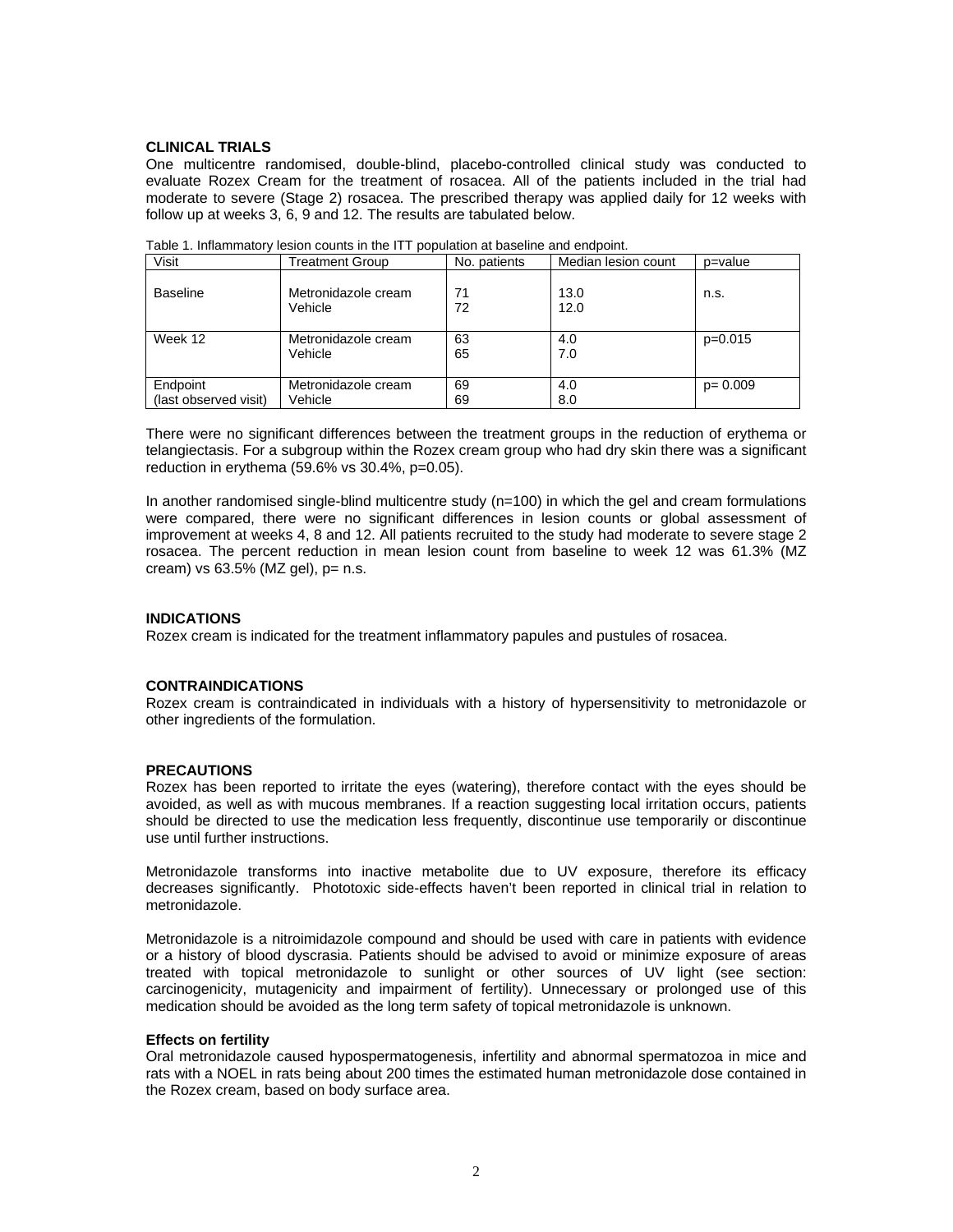**CLINICAL TRIALS**

One multicentre randomised, double-blind, placebo-controlled clinical study was conducted to evaluate Rozex Cream for the treatment of rosacea. All of the patients included in the trial had moderate to severe (Stage 2) rosacea. The prescribed therapy was applied daily for 12 weeks with follow up at weeks 3, 6, 9 and 12. The results are tabulated below.

Table 1. Inflammatory lesion counts in the ITT population at baseline and endpoint.

| Visit | Treatment Group | No. patients | Median lesion count | p=value |
|---|---|---|---|---|
| Baseline | Metronidazole cream<br>Vehicle | 71<br>72 | 13.0<br>12.0 | n.s. |
| Week 12 | Metronidazole cream<br>Vehicle | 63<br>65 | 4.0<br>7.0 | p=0.015 |
| Endpoint<br>(last observed visit) | Metronidazole cream<br>Vehicle | 69<br>69 | 4.0<br>8.0 | p= 0.009 |

There were no significant differences between the treatment groups in the reduction of erythema or telangiectasis. For a subgroup within the Rozex cream group who had dry skin there was a significant reduction in erythema (59.6% vs 30.4%, p=0.05).

In another randomised single-blind multicentre study (n=100) in which the gel and cream formulations were compared, there were no significant differences in lesion counts or global assessment of improvement at weeks 4, 8 and 12. All patients recruited to the study had moderate to severe stage 2 rosacea. The percent reduction in mean lesion count from baseline to week 12 was 61.3% (MZ cream) vs 63.5% (MZ gel), p= n.s.

**INDICATIONS**

Rozex cream is indicated for the treatment inflammatory papules and pustules of rosacea.

**CONTRAINDICATIONS**

Rozex cream is contraindicated in individuals with a history of hypersensitivity to metronidazole or other ingredients of the formulation.

**PRECAUTIONS**

Rozex has been reported to irritate the eyes (watering), therefore contact with the eyes should be avoided, as well as with mucous membranes. If a reaction suggesting local irritation occurs, patients should be directed to use the medication less frequently, discontinue use temporarily or discontinue use until further instructions.

Metronidazole transforms into inactive metabolite due to UV exposure, therefore its efficacy decreases significantly. Phototoxic side-effects haven't been reported in clinical trial in relation to metronidazole.

Metronidazole is a nitroimidazole compound and should be used with care in patients with evidence or a history of blood dyscrasia. Patients should be advised to avoid or minimize exposure of areas treated with topical metronidazole to sunlight or other sources of UV light (see section: carcinogenicity, mutagenicity and impairment of fertility). Unnecessary or prolonged use of this medication should be avoided as the long term safety of topical metronidazole is unknown.

**Effects on fertility**

Oral metronidazole caused hypospermatogenesis, infertility and abnormal spermatozoa in mice and rats with a NOEL in rats being about 200 times the estimated human metronidazole dose contained in the Rozex cream, based on body surface area.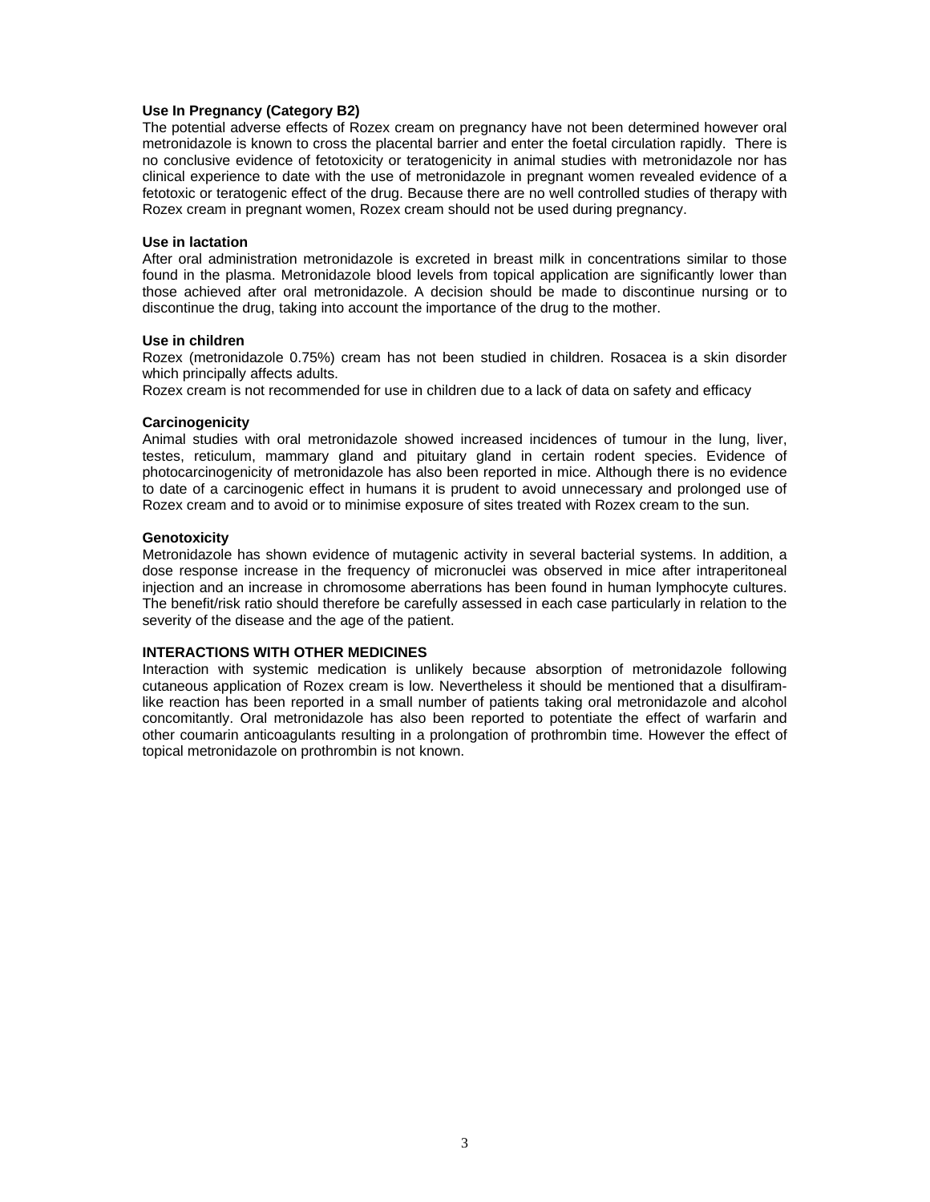**Use In Pregnancy (Category B2)**

The potential adverse effects of Rozex cream on pregnancy have not been determined however oral metronidazole is known to cross the placental barrier and enter the foetal circulation rapidly. There is no conclusive evidence of fetotoxicity or teratogenicity in animal studies with metronidazole nor has clinical experience to date with the use of metronidazole in pregnant women revealed evidence of a fetotoxic or teratogenic effect of the drug. Because there are no well controlled studies of therapy with Rozex cream in pregnant women, Rozex cream should not be used during pregnancy.

**Use in lactation**

After oral administration metronidazole is excreted in breast milk in concentrations similar to those found in the plasma. Metronidazole blood levels from topical application are significantly lower than those achieved after oral metronidazole. A decision should be made to discontinue nursing or to discontinue the drug, taking into account the importance of the drug to the mother.

**Use in children**

Rozex (metronidazole 0.75%) cream has not been studied in children. Rosacea is a skin disorder which principally affects adults.

Rozex cream is not recommended for use in children due to a lack of data on safety and efficacy

**Carcinogenicity**

Animal studies with oral metronidazole showed increased incidences of tumour in the lung, liver, testes, reticulum, mammary gland and pituitary gland in certain rodent species. Evidence of photocarcinogenicity of metronidazole has also been reported in mice. Although there is no evidence to date of a carcinogenic effect in humans it is prudent to avoid unnecessary and prolonged use of Rozex cream and to avoid or to minimise exposure of sites treated with Rozex cream to the sun.

**Genotoxicity**

Metronidazole has shown evidence of mutagenic activity in several bacterial systems. In addition, a dose response increase in the frequency of micronuclei was observed in mice after intraperitoneal injection and an increase in chromosome aberrations has been found in human lymphocyte cultures. The benefit/risk ratio should therefore be carefully assessed in each case particularly in relation to the severity of the disease and the age of the patient.

**INTERACTIONS WITH OTHER MEDICINES**

Interaction with systemic medication is unlikely because absorption of metronidazole following cutaneous application of Rozex cream is low. Nevertheless it should be mentioned that a disulfiram-like reaction has been reported in a small number of patients taking oral metronidazole and alcohol concomitantly. Oral metronidazole has also been reported to potentiate the effect of warfarin and other coumarin anticoagulants resulting in a prolongation of prothrombin time. However the effect of topical metronidazole on prothrombin is not known.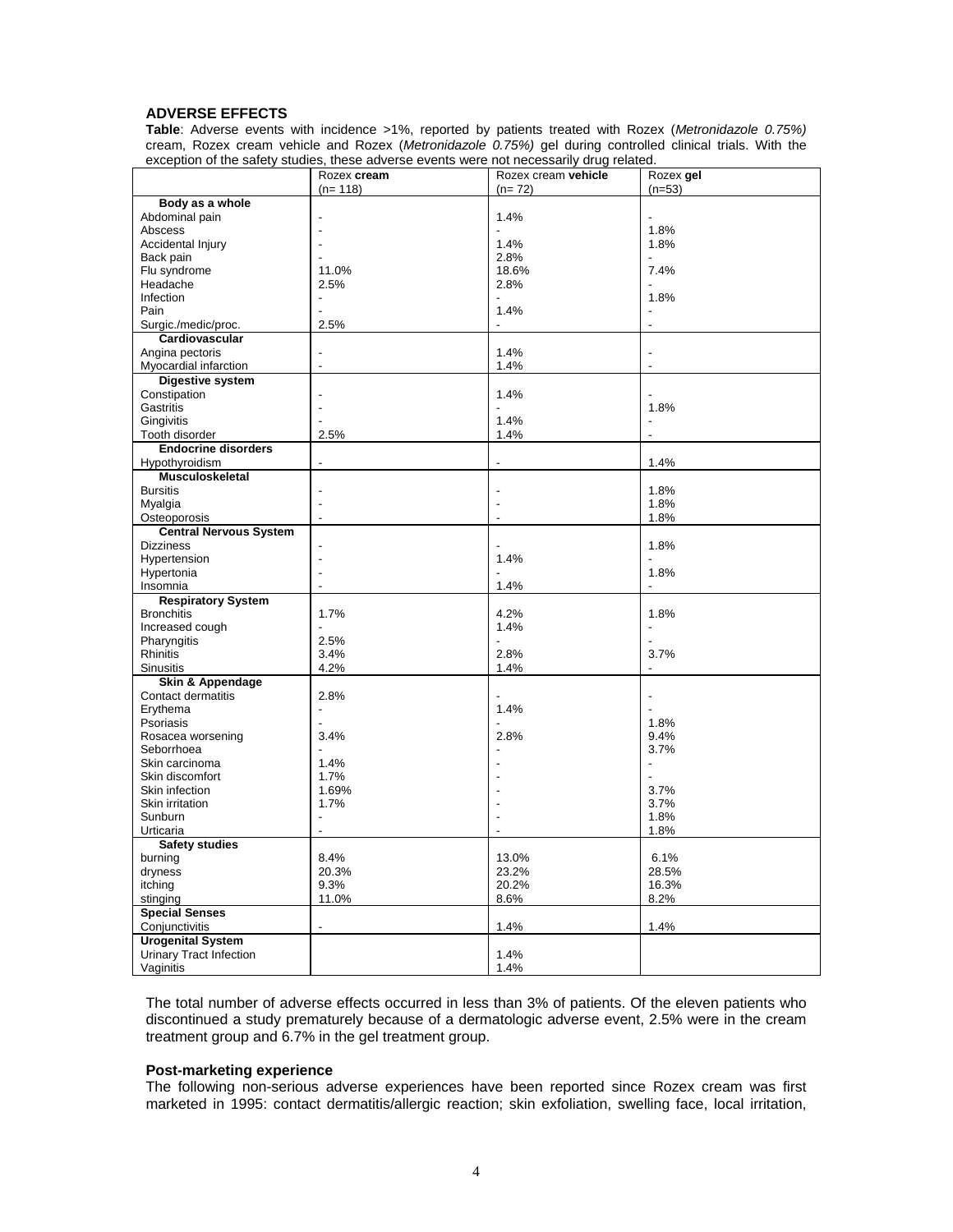## ADVERSE EFFECTS

**Table**: Adverse events with incidence >1%, reported by patients treated with Rozex (*Metronidazole 0.75%)* cream, Rozex cream vehicle and Rozex (*Metronidazole 0.75%)* gel during controlled clinical trials. With the exception of the safety studies, these adverse events were not necessarily drug related.

| | Rozex **cream** (n= 118) | Rozex cream **vehicle** (n= 72) | Rozex **gel** (n=53) |
|---|---|---|---|
| **Body as a whole** | | | |
| Abdominal pain | - | 1.4% | - |
| Abscess | - | - | 1.8% |
| Accidental Injury | - | 1.4% | 1.8% |
| Back pain | - | 2.8% | - |
| Flu syndrome | 11.0% | 18.6% | 7.4% |
| Headache | 2.5% | 2.8% | - |
| Infection | - | - | 1.8% |
| Pain | - | 1.4% | - |
| Surgic./medic/proc. | 2.5% | - | - |
| **Cardiovascular** | | | |
| Angina pectoris | - | 1.4% | - |
| Myocardial infarction | - | 1.4% | - |
| **Digestive system** | | | |
| Constipation | - | 1.4% | - |
| Gastritis | - | - | 1.8% |
| Gingivitis | - | 1.4% | - |
| Tooth disorder | 2.5% | 1.4% | - |
| **Endocrine disorders** | | | |
| Hypothyroidism | - | - | 1.4% |
| **Musculoskeletal** | | | |
| Bursitis | - | - | 1.8% |
| Myalgia | - | - | 1.8% |
| Osteoporosis | - | - | 1.8% |
| **Central Nervous System** | | | |
| Dizziness | - | - | 1.8% |
| Hypertension | - | 1.4% | - |
| Hypertonia | - | - | 1.8% |
| Insomnia | - | 1.4% | - |
| **Respiratory System** | | | |
| Bronchitis | 1.7% | 4.2% | 1.8% |
| Increased cough | - | 1.4% | - |
| Pharyngitis | 2.5% | - | - |
| Rhinitis | 3.4% | 2.8% | 3.7% |
| Sinusitis | 4.2% | 1.4% | - |
| **Skin & Appendage** | | | |
| Contact dermatitis | 2.8% | - | - |
| Erythema | - | 1.4% | - |
| Psoriasis | - | - | 1.8% |
| Rosacea worsening | 3.4% | 2.8% | 9.4% |
| Seborrhoea | - | - | 3.7% |
| Skin carcinoma | 1.4% | - | - |
| Skin discomfort | 1.7% | - | - |
| Skin infection | 1.69% | - | 3.7% |
| Skin irritation | 1.7% | - | 3.7% |
| Sunburn | - | - | 1.8% |
| Urticaria | - | - | 1.8% |
| **Safety studies** | | | |
| burning | 8.4% | 13.0% | 6.1% |
| dryness | 20.3% | 23.2% | 28.5% |
| itching | 9.3% | 20.2% | 16.3% |
| stinging | 11.0% | 8.6% | 8.2% |
| **Special Senses** | | | |
| Conjunctivitis | - | 1.4% | 1.4% |
| **Urogenital System** | | | |
| Urinary Tract Infection | | 1.4% | |
| Vaginitis | | 1.4% | |

The total number of adverse effects occurred in less than 3% of patients. Of the eleven patients who discontinued a study prematurely because of a dermatologic adverse event, 2.5% were in the cream treatment group and 6.7% in the gel treatment group.

### Post-marketing experience

The following non-serious adverse experiences have been reported since Rozex cream was first marketed in 1995: contact dermatitis/allergic reaction; skin exfoliation, swelling face, local irritation,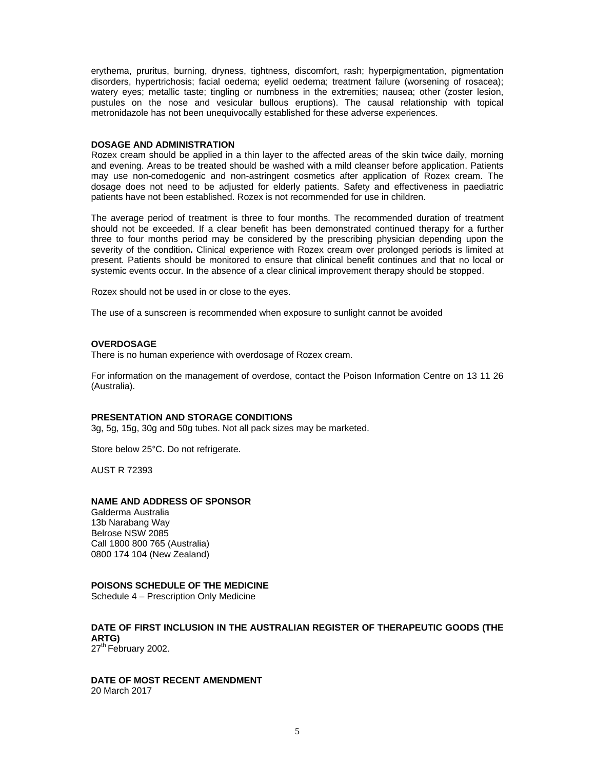erythema, pruritus, burning, dryness, tightness, discomfort, rash; hyperpigmentation, pigmentation disorders, hypertrichosis; facial oedema; eyelid oedema; treatment failure (worsening of rosacea); watery eyes; metallic taste; tingling or numbness in the extremities; nausea; other (zoster lesion, pustules on the nose and vesicular bullous eruptions). The causal relationship with topical metronidazole has not been unequivocally established for these adverse experiences.

**DOSAGE AND ADMINISTRATION**

Rozex cream should be applied in a thin layer to the affected areas of the skin twice daily, morning and evening. Areas to be treated should be washed with a mild cleanser before application. Patients may use non-comedogenic and non-astringent cosmetics after application of Rozex cream. The dosage does not need to be adjusted for elderly patients. Safety and effectiveness in paediatric patients have not been established. Rozex is not recommended for use in children.

The average period of treatment is three to four months. The recommended duration of treatment should not be exceeded. If a clear benefit has been demonstrated continued therapy for a further three to four months period may be considered by the prescribing physician depending upon the severity of the condition**.** Clinical experience with Rozex cream over prolonged periods is limited at present. Patients should be monitored to ensure that clinical benefit continues and that no local or systemic events occur. In the absence of a clear clinical improvement therapy should be stopped.

Rozex should not be used in or close to the eyes.

The use of a sunscreen is recommended when exposure to sunlight cannot be avoided

**OVERDOSAGE**

There is no human experience with overdosage of Rozex cream.

For information on the management of overdose, contact the Poison Information Centre on 13 11 26 (Australia).

**PRESENTATION AND STORAGE CONDITIONS**

3g, 5g, 15g, 30g and 50g tubes. Not all pack sizes may be marketed.

Store below 25°C. Do not refrigerate.

AUST R 72393

**NAME AND ADDRESS OF SPONSOR**

Galderma Australia
13b Narabang Way
Belrose NSW 2085
Call 1800 800 765 (Australia)
0800 174 104 (New Zealand)

**POISONS SCHEDULE OF THE MEDICINE**

Schedule 4 – Prescription Only Medicine

**DATE OF FIRST INCLUSION IN THE AUSTRALIAN REGISTER OF THERAPEUTIC GOODS (THE ARTG)**

27th February 2002.

**DATE OF MOST RECENT AMENDMENT**

20 March 2017